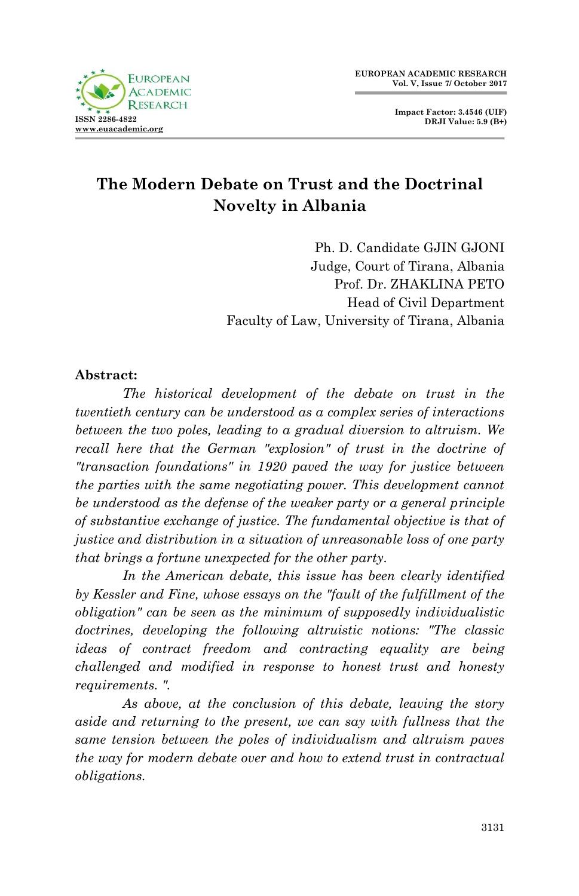# The Modern Debate on Trust and the Doctrinal Novelty in Albania

Ph. D. Candidate GJIN GJONI
Judge, Court of Tirana, Albania
Prof. Dr. ZHAKLINA PETO
Head of Civil Department
Faculty of Law, University of Tirana, Albania

**Abstract:**

*The historical development of the debate on trust in the twentieth century can be understood as a complex series of interactions between the two poles, leading to a gradual diversion to altruism. We recall here that the German "explosion" of trust in the doctrine of "transaction foundations" in 1920 paved the way for justice between the parties with the same negotiating power. This development cannot be understood as the defense of the weaker party or a general principle of substantive exchange of justice. The fundamental objective is that of justice and distribution in a situation of unreasonable loss of one party that brings a fortune unexpected for the other party.*

*In the American debate, this issue has been clearly identified by Kessler and Fine, whose essays on the "fault of the fulfillment of the obligation" can be seen as the minimum of supposedly individualistic doctrines, developing the following altruistic notions: "The classic ideas of contract freedom and contracting equality are being challenged and modified in response to honest trust and honesty requirements. ".*

*As above, at the conclusion of this debate, leaving the story aside and returning to the present, we can say with fullness that the same tension between the poles of individualism and altruism paves the way for modern debate over and how to extend trust in contractual obligations.*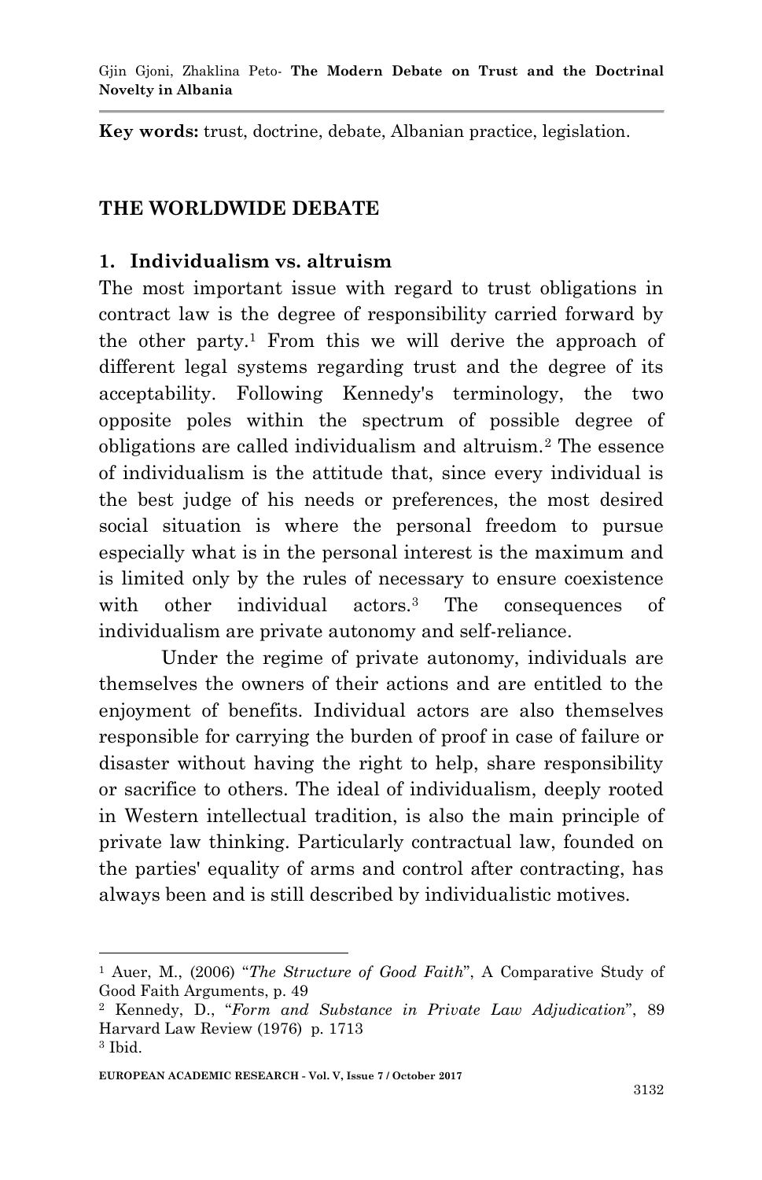**Key words:** trust, doctrine, debate, Albanian practice, legislation.

## THE WORLDWIDE DEBATE

### 1. Individualism vs. altruism

The most important issue with regard to trust obligations in contract law is the degree of responsibility carried forward by the other party.[1] From this we will derive the approach of different legal systems regarding trust and the degree of its acceptability. Following Kennedy's terminology, the two opposite poles within the spectrum of possible degree of obligations are called individualism and altruism.[2] The essence of individualism is the attitude that, since every individual is the best judge of his needs or preferences, the most desired social situation is where the personal freedom to pursue especially what is in the personal interest is the maximum and is limited only by the rules of necessary to ensure coexistence with other individual actors.[3] The consequences of individualism are private autonomy and self-reliance.

Under the regime of private autonomy, individuals are themselves the owners of their actions and are entitled to the enjoyment of benefits. Individual actors are also themselves responsible for carrying the burden of proof in case of failure or disaster without having the right to help, share responsibility or sacrifice to others. The ideal of individualism, deeply rooted in Western intellectual tradition, is also the main principle of private law thinking. Particularly contractual law, founded on the parties' equality of arms and control after contracting, has always been and is still described by individualistic motives.

---

[1] Auer, M., (2006) "*The Structure of Good Faith*", A Comparative Study of Good Faith Arguments, p. 49

[2] Kennedy, D., "*Form and Substance in Private Law Adjudication*", 89 Harvard Law Review (1976) p. 1713

[3] Ibid.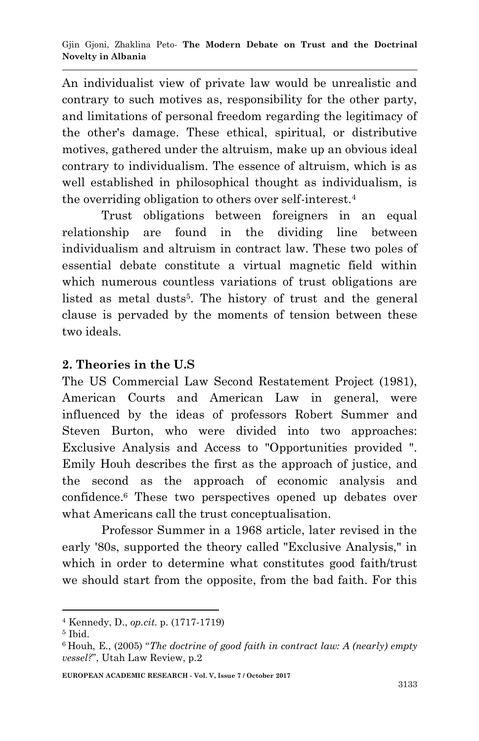An individualist view of private law would be unrealistic and contrary to such motives as, responsibility for the other party, and limitations of personal freedom regarding the legitimacy of the other's damage. These ethical, spiritual, or distributive motives, gathered under the altruism, make up an obvious ideal contrary to individualism. The essence of altruism, which is as well established in philosophical thought as individualism, is the overriding obligation to others over self-interest.[4]

Trust obligations between foreigners in an equal relationship are found in the dividing line between individualism and altruism in contract law. These two poles of essential debate constitute a virtual magnetic field within which numerous countless variations of trust obligations are listed as metal dusts[5]. The history of trust and the general clause is pervaded by the moments of tension between these two ideals.

## 2. Theories in the U.S

The US Commercial Law Second Restatement Project (1981), American Courts and American Law in general, were influenced by the ideas of professors Robert Summer and Steven Burton, who were divided into two approaches: Exclusive Analysis and Access to "Opportunities provided ". Emily Houh describes the first as the approach of justice, and the second as the approach of economic analysis and confidence.[6] These two perspectives opened up debates over what Americans call the trust conceptualisation.

Professor Summer in a 1968 article, later revised in the early '80s, supported the theory called "Exclusive Analysis," in which in order to determine what constitutes good faith/trust we should start from the opposite, from the bad faith. For this

---

[4] Kennedy, D., *op.cit.* p. (1717-1719)

[5] Ibid.

[6] Houh, E., (2005) "*The doctrine of good faith in contract law: A (nearly) empty vessel?*", Utah Law Review, p.2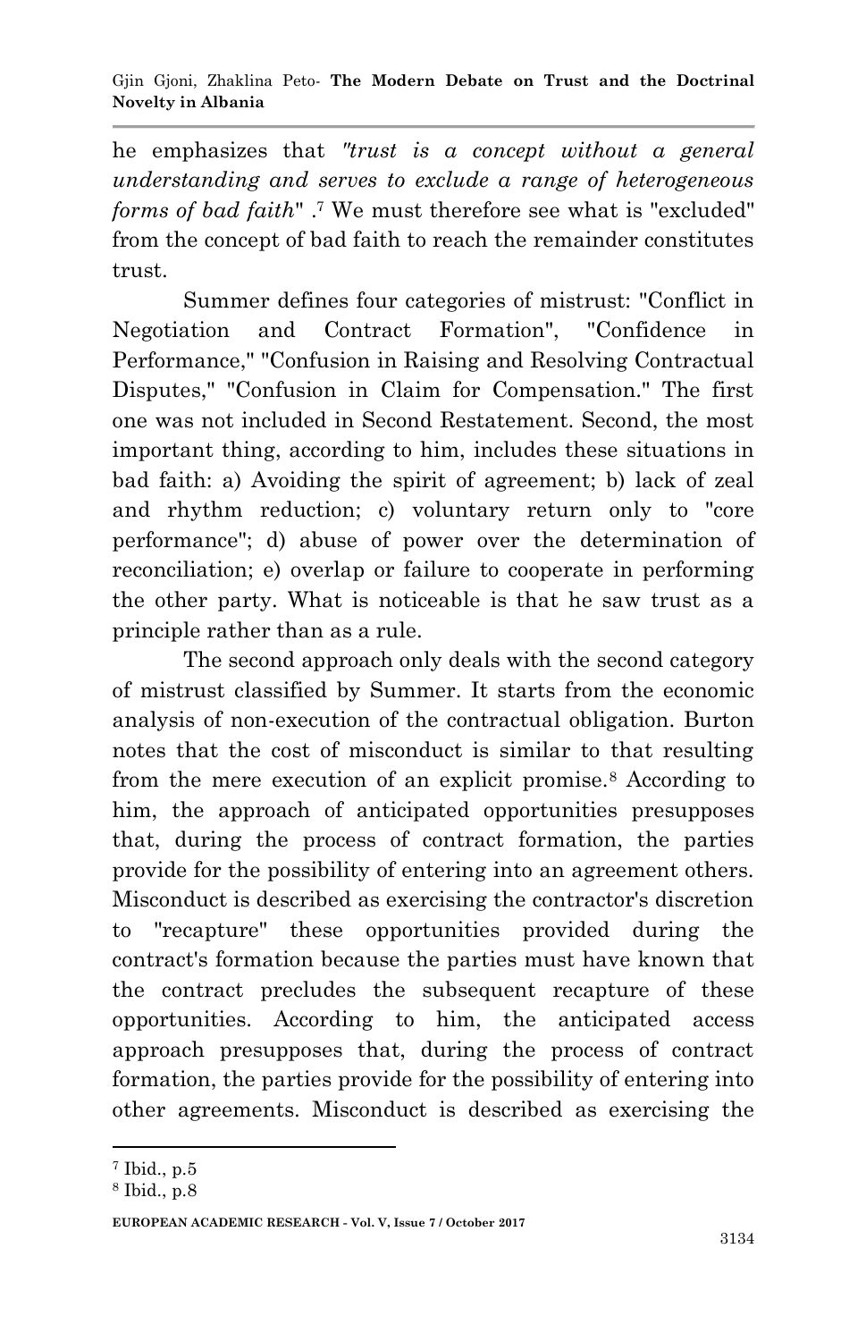he emphasizes that *"trust is a concept without a general understanding and serves to exclude a range of heterogeneous forms of bad faith"* .[7] We must therefore see what is "excluded" from the concept of bad faith to reach the remainder constitutes trust.

Summer defines four categories of mistrust: "Conflict in Negotiation and Contract Formation", "Confidence in Performance," "Confusion in Raising and Resolving Contractual Disputes," "Confusion in Claim for Compensation." The first one was not included in Second Restatement. Second, the most important thing, according to him, includes these situations in bad faith: a) Avoiding the spirit of agreement; b) lack of zeal and rhythm reduction; c) voluntary return only to "core performance"; d) abuse of power over the determination of reconciliation; e) overlap or failure to cooperate in performing the other party. What is noticeable is that he saw trust as a principle rather than as a rule.

The second approach only deals with the second category of mistrust classified by Summer. It starts from the economic analysis of non-execution of the contractual obligation. Burton notes that the cost of misconduct is similar to that resulting from the mere execution of an explicit promise.[8] According to him, the approach of anticipated opportunities presupposes that, during the process of contract formation, the parties provide for the possibility of entering into an agreement others. Misconduct is described as exercising the contractor's discretion to "recapture" these opportunities provided during the contract's formation because the parties must have known that the contract precludes the subsequent recapture of these opportunities. According to him, the anticipated access approach presupposes that, during the process of contract formation, the parties provide for the possibility of entering into other agreements. Misconduct is described as exercising the

---

[7] Ibid., p.5

[8] Ibid., p.8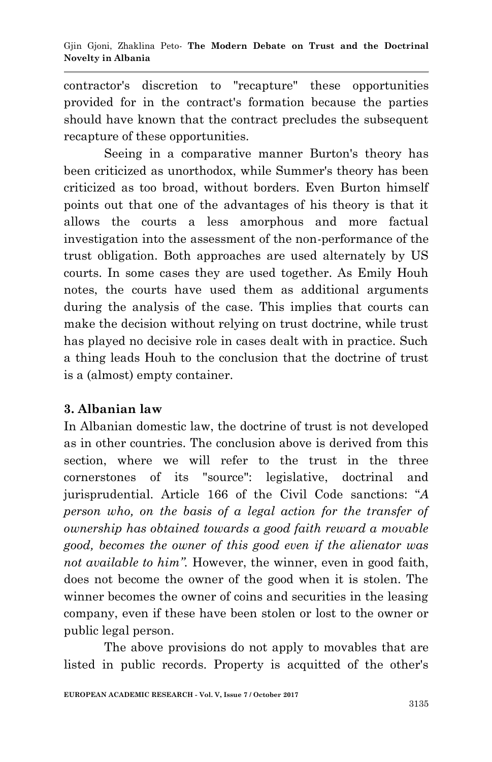contractor's discretion to "recapture" these opportunities provided for in the contract's formation because the parties should have known that the contract precludes the subsequent recapture of these opportunities.

Seeing in a comparative manner Burton's theory has been criticized as unorthodox, while Summer's theory has been criticized as too broad, without borders. Even Burton himself points out that one of the advantages of his theory is that it allows the courts a less amorphous and more factual investigation into the assessment of the non-performance of the trust obligation. Both approaches are used alternately by US courts. In some cases they are used together. As Emily Houh notes, the courts have used them as additional arguments during the analysis of the case. This implies that courts can make the decision without relying on trust doctrine, while trust has played no decisive role in cases dealt with in practice. Such a thing leads Houh to the conclusion that the doctrine of trust is a (almost) empty container.

### 3. Albanian law

In Albanian domestic law, the doctrine of trust is not developed as in other countries. The conclusion above is derived from this section, where we will refer to the trust in the three cornerstones of its "source": legislative, doctrinal and jurisprudential. Article 166 of the Civil Code sanctions: "*A person who, on the basis of a legal action for the transfer of ownership has obtained towards a good faith reward a movable good, becomes the owner of this good even if the alienator was not available to him".* However, the winner, even in good faith, does not become the owner of the good when it is stolen. The winner becomes the owner of coins and securities in the leasing company, even if these have been stolen or lost to the owner or public legal person.

The above provisions do not apply to movables that are listed in public records. Property is acquitted of the other's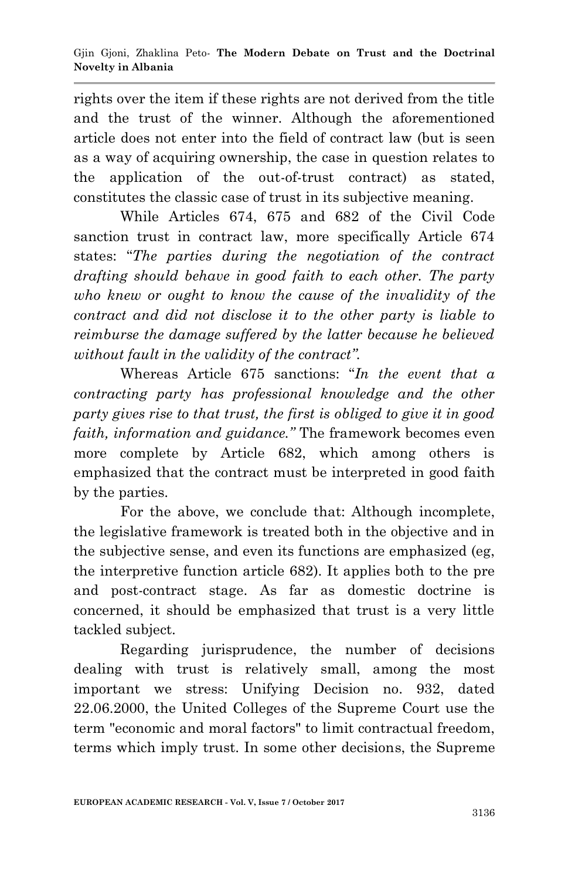rights over the item if these rights are not derived from the title and the trust of the winner. Although the aforementioned article does not enter into the field of contract law (but is seen as a way of acquiring ownership, the case in question relates to the application of the out-of-trust contract) as stated, constitutes the classic case of trust in its subjective meaning.

While Articles 674, 675 and 682 of the Civil Code sanction trust in contract law, more specifically Article 674 states: "*The parties during the negotiation of the contract drafting should behave in good faith to each other. The party who knew or ought to know the cause of the invalidity of the contract and did not disclose it to the other party is liable to reimburse the damage suffered by the latter because he believed without fault in the validity of the contract".*

Whereas Article 675 sanctions: "*In the event that a contracting party has professional knowledge and the other party gives rise to that trust, the first is obliged to give it in good faith, information and guidance."* The framework becomes even more complete by Article 682, which among others is emphasized that the contract must be interpreted in good faith by the parties.

For the above, we conclude that: Although incomplete, the legislative framework is treated both in the objective and in the subjective sense, and even its functions are emphasized (eg, the interpretive function article 682). It applies both to the pre and post-contract stage. As far as domestic doctrine is concerned, it should be emphasized that trust is a very little tackled subject.

Regarding jurisprudence, the number of decisions dealing with trust is relatively small, among the most important we stress: Unifying Decision no. 932, dated 22.06.2000, the United Colleges of the Supreme Court use the term "economic and moral factors" to limit contractual freedom, terms which imply trust. In some other decisions, the Supreme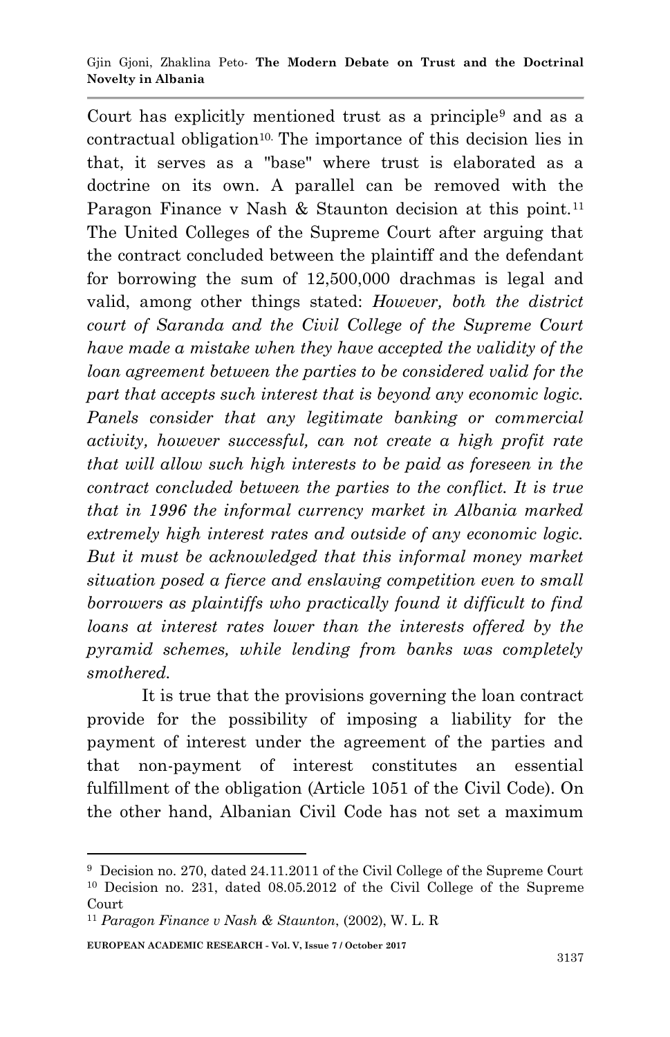Court has explicitly mentioned trust as a principle[9] and as a contractual obligation[10]. The importance of this decision lies in that, it serves as a "base" where trust is elaborated as a doctrine on its own. A parallel can be removed with the Paragon Finance v Nash & Staunton decision at this point.[11] The United Colleges of the Supreme Court after arguing that the contract concluded between the plaintiff and the defendant for borrowing the sum of 12,500,000 drachmas is legal and valid, among other things stated: *However, both the district court of Saranda and the Civil College of the Supreme Court have made a mistake when they have accepted the validity of the loan agreement between the parties to be considered valid for the part that accepts such interest that is beyond any economic logic. Panels consider that any legitimate banking or commercial activity, however successful, can not create a high profit rate that will allow such high interests to be paid as foreseen in the contract concluded between the parties to the conflict. It is true that in 1996 the informal currency market in Albania marked extremely high interest rates and outside of any economic logic. But it must be acknowledged that this informal money market situation posed a fierce and enslaving competition even to small borrowers as plaintiffs who practically found it difficult to find loans at interest rates lower than the interests offered by the pyramid schemes, while lending from banks was completely smothered.*

It is true that the provisions governing the loan contract provide for the possibility of imposing a liability for the payment of interest under the agreement of the parties and that non-payment of interest constitutes an essential fulfillment of the obligation (Article 1051 of the Civil Code). On the other hand, Albanian Civil Code has not set a maximum

---

[9] Decision no. 270, dated 24.11.2011 of the Civil College of the Supreme Court

[10] Decision no. 231, dated 08.05.2012 of the Civil College of the Supreme Court

[11] *Paragon Finance v Nash & Staunton*, (2002), W. L. R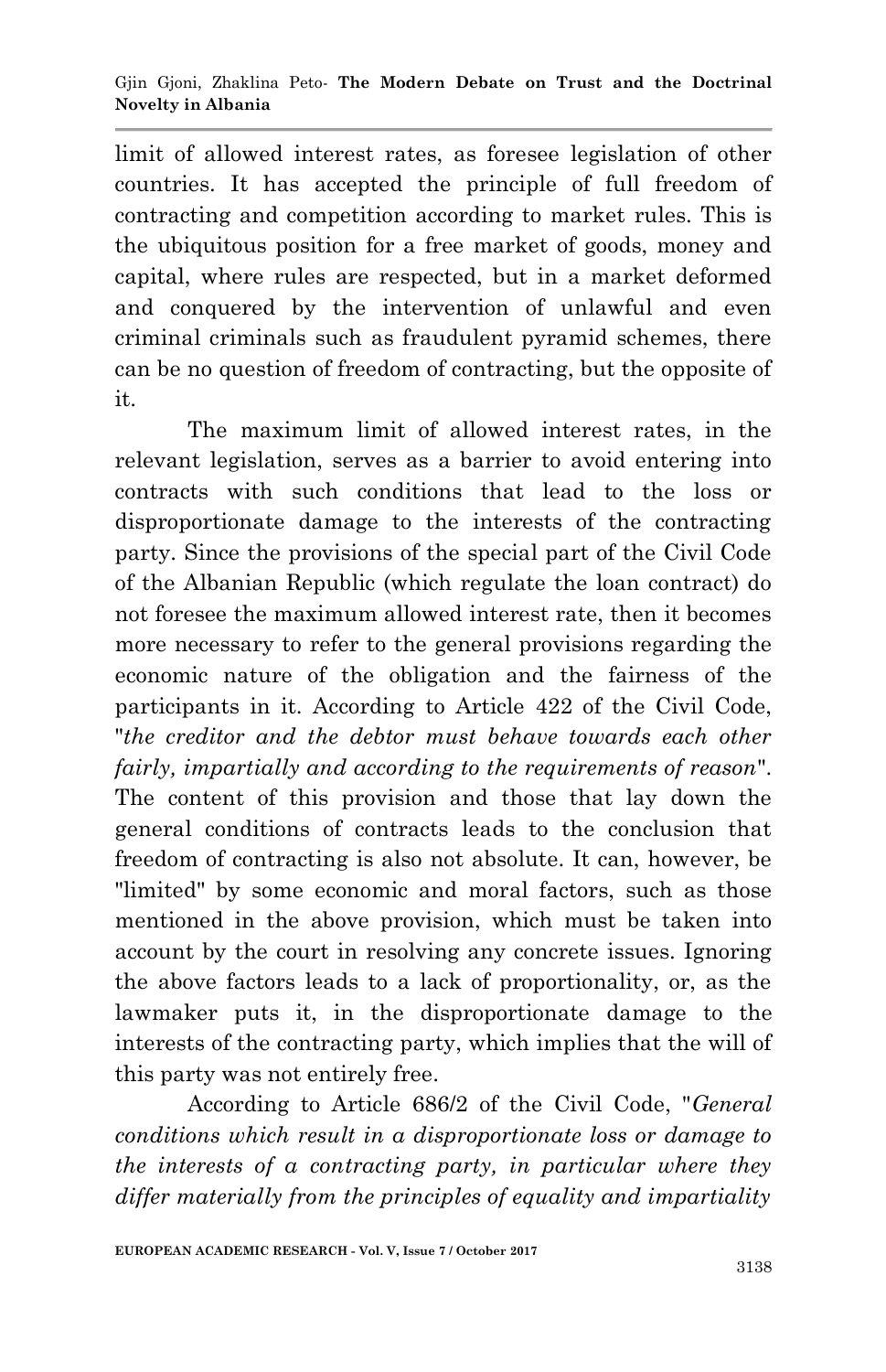limit of allowed interest rates, as foresee legislation of other countries. It has accepted the principle of full freedom of contracting and competition according to market rules. This is the ubiquitous position for a free market of goods, money and capital, where rules are respected, but in a market deformed and conquered by the intervention of unlawful and even criminal criminals such as fraudulent pyramid schemes, there can be no question of freedom of contracting, but the opposite of it.

The maximum limit of allowed interest rates, in the relevant legislation, serves as a barrier to avoid entering into contracts with such conditions that lead to the loss or disproportionate damage to the interests of the contracting party. Since the provisions of the special part of the Civil Code of the Albanian Republic (which regulate the loan contract) do not foresee the maximum allowed interest rate, then it becomes more necessary to refer to the general provisions regarding the economic nature of the obligation and the fairness of the participants in it. According to Article 422 of the Civil Code, "*the creditor and the debtor must behave towards each other fairly, impartially and according to the requirements of reason*". The content of this provision and those that lay down the general conditions of contracts leads to the conclusion that freedom of contracting is also not absolute. It can, however, be "limited" by some economic and moral factors, such as those mentioned in the above provision, which must be taken into account by the court in resolving any concrete issues. Ignoring the above factors leads to a lack of proportionality, or, as the lawmaker puts it, in the disproportionate damage to the interests of the contracting party, which implies that the will of this party was not entirely free.

According to Article 686/2 of the Civil Code, "*General conditions which result in a disproportionate loss or damage to the interests of a contracting party, in particular where they differ materially from the principles of equality and impartiality*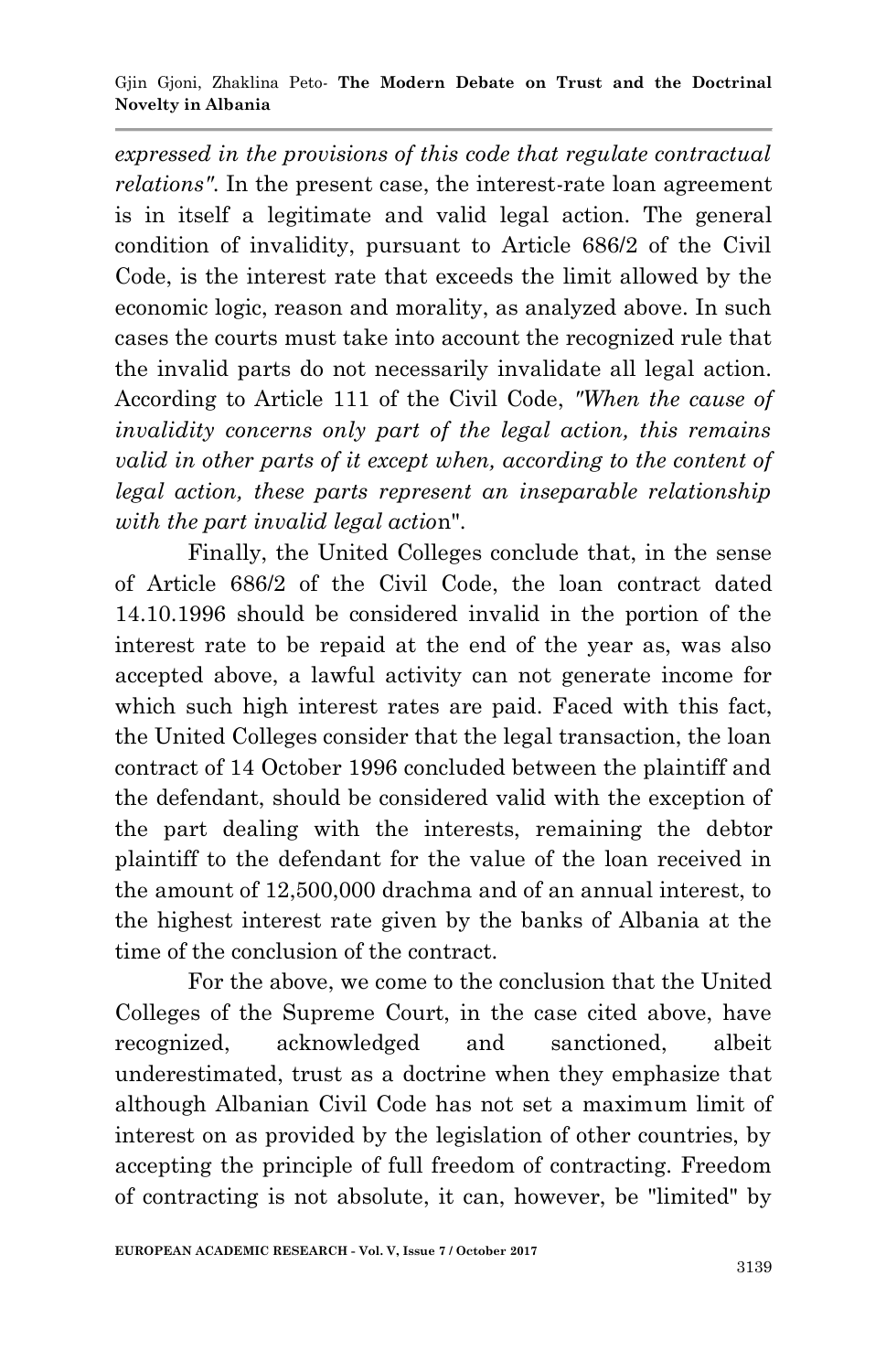*expressed in the provisions of this code that regulate contractual relations"*. In the present case, the interest-rate loan agreement is in itself a legitimate and valid legal action. The general condition of invalidity, pursuant to Article 686/2 of the Civil Code, is the interest rate that exceeds the limit allowed by the economic logic, reason and morality, as analyzed above. In such cases the courts must take into account the recognized rule that the invalid parts do not necessarily invalidate all legal action. According to Article 111 of the Civil Code, *"When the cause of invalidity concerns only part of the legal action, this remains valid in other parts of it except when, according to the content of legal action, these parts represent an inseparable relationship with the part invalid legal actio*n".

Finally, the United Colleges conclude that, in the sense of Article 686/2 of the Civil Code, the loan contract dated 14.10.1996 should be considered invalid in the portion of the interest rate to be repaid at the end of the year as, was also accepted above, a lawful activity can not generate income for which such high interest rates are paid. Faced with this fact, the United Colleges consider that the legal transaction, the loan contract of 14 October 1996 concluded between the plaintiff and the defendant, should be considered valid with the exception of the part dealing with the interests, remaining the debtor plaintiff to the defendant for the value of the loan received in the amount of 12,500,000 drachma and of an annual interest, to the highest interest rate given by the banks of Albania at the time of the conclusion of the contract.

For the above, we come to the conclusion that the United Colleges of the Supreme Court, in the case cited above, have recognized, acknowledged and sanctioned, albeit underestimated, trust as a doctrine when they emphasize that although Albanian Civil Code has not set a maximum limit of interest on as provided by the legislation of other countries, by accepting the principle of full freedom of contracting. Freedom of contracting is not absolute, it can, however, be "limited" by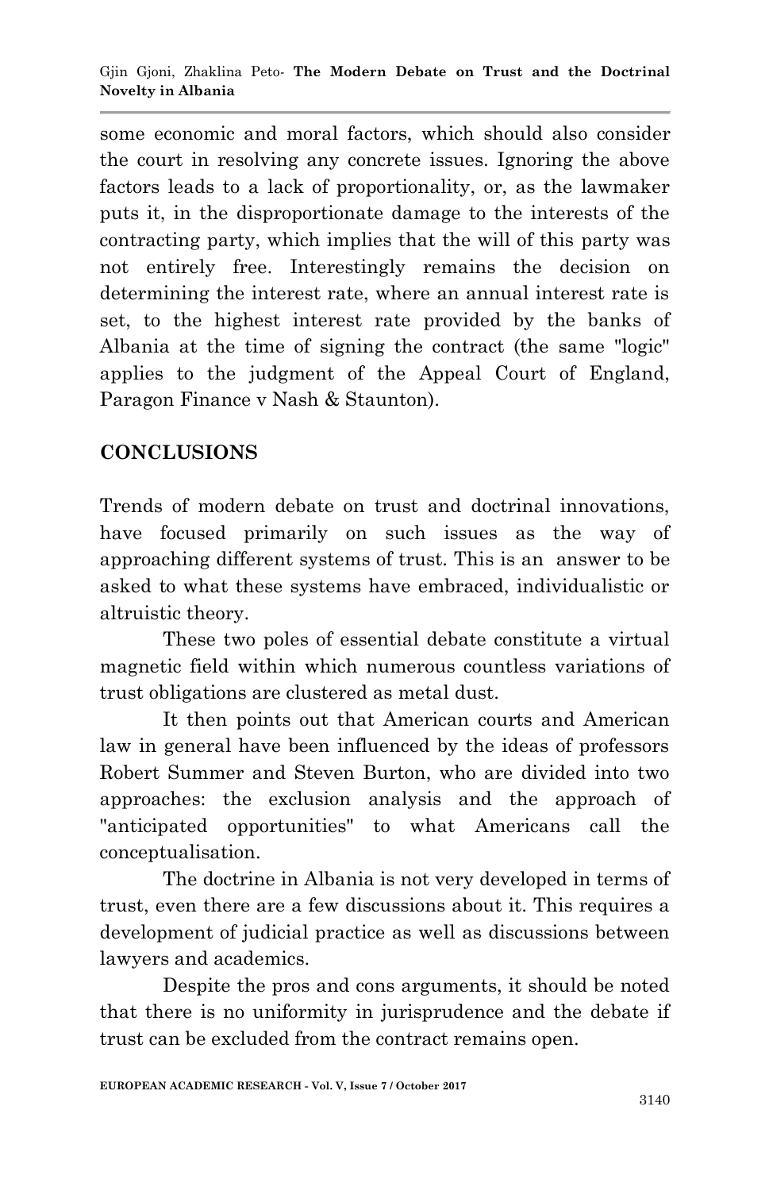some economic and moral factors, which should also consider the court in resolving any concrete issues. Ignoring the above factors leads to a lack of proportionality, or, as the lawmaker puts it, in the disproportionate damage to the interests of the contracting party, which implies that the will of this party was not entirely free. Interestingly remains the decision on determining the interest rate, where an annual interest rate is set, to the highest interest rate provided by the banks of Albania at the time of signing the contract (the same "logic" applies to the judgment of the Appeal Court of England, Paragon Finance v Nash & Staunton).

## CONCLUSIONS

Trends of modern debate on trust and doctrinal innovations, have focused primarily on such issues as the way of approaching different systems of trust. This is an answer to be asked to what these systems have embraced, individualistic or altruistic theory.

These two poles of essential debate constitute a virtual magnetic field within which numerous countless variations of trust obligations are clustered as metal dust.

It then points out that American courts and American law in general have been influenced by the ideas of professors Robert Summer and Steven Burton, who are divided into two approaches: the exclusion analysis and the approach of "anticipated opportunities" to what Americans call the conceptualisation.

The doctrine in Albania is not very developed in terms of trust, even there are a few discussions about it. This requires a development of judicial practice as well as discussions between lawyers and academics.

Despite the pros and cons arguments, it should be noted that there is no uniformity in jurisprudence and the debate if trust can be excluded from the contract remains open.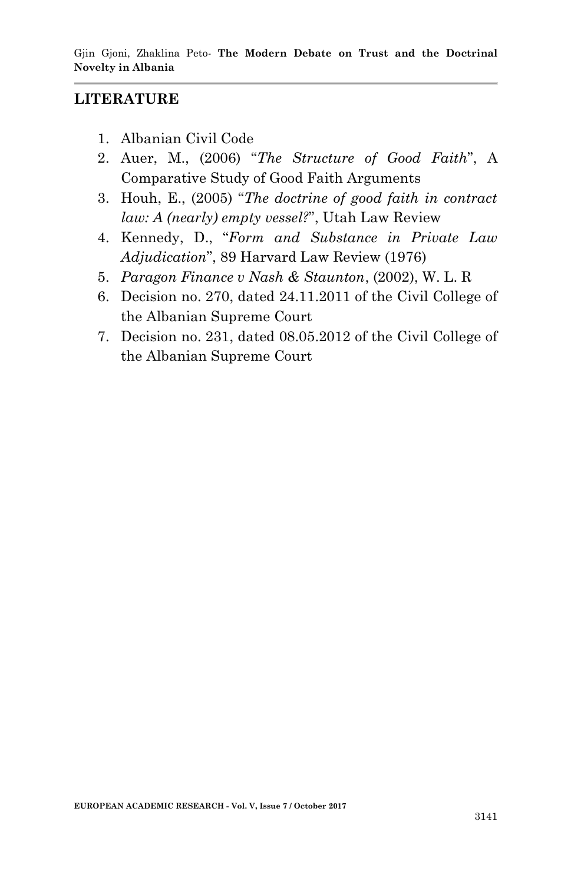## LITERATURE

1. Albanian Civil Code
2. Auer, M., (2006) "*The Structure of Good Faith*", A Comparative Study of Good Faith Arguments
3. Houh, E., (2005) "*The doctrine of good faith in contract law: A (nearly) empty vessel?*", Utah Law Review
4. Kennedy, D., "*Form and Substance in Private Law Adjudication*", 89 Harvard Law Review (1976)
5. *Paragon Finance v Nash & Staunton*, (2002), W. L. R
6. Decision no. 270, dated 24.11.2011 of the Civil College of the Albanian Supreme Court
7. Decision no. 231, dated 08.05.2012 of the Civil College of the Albanian Supreme Court